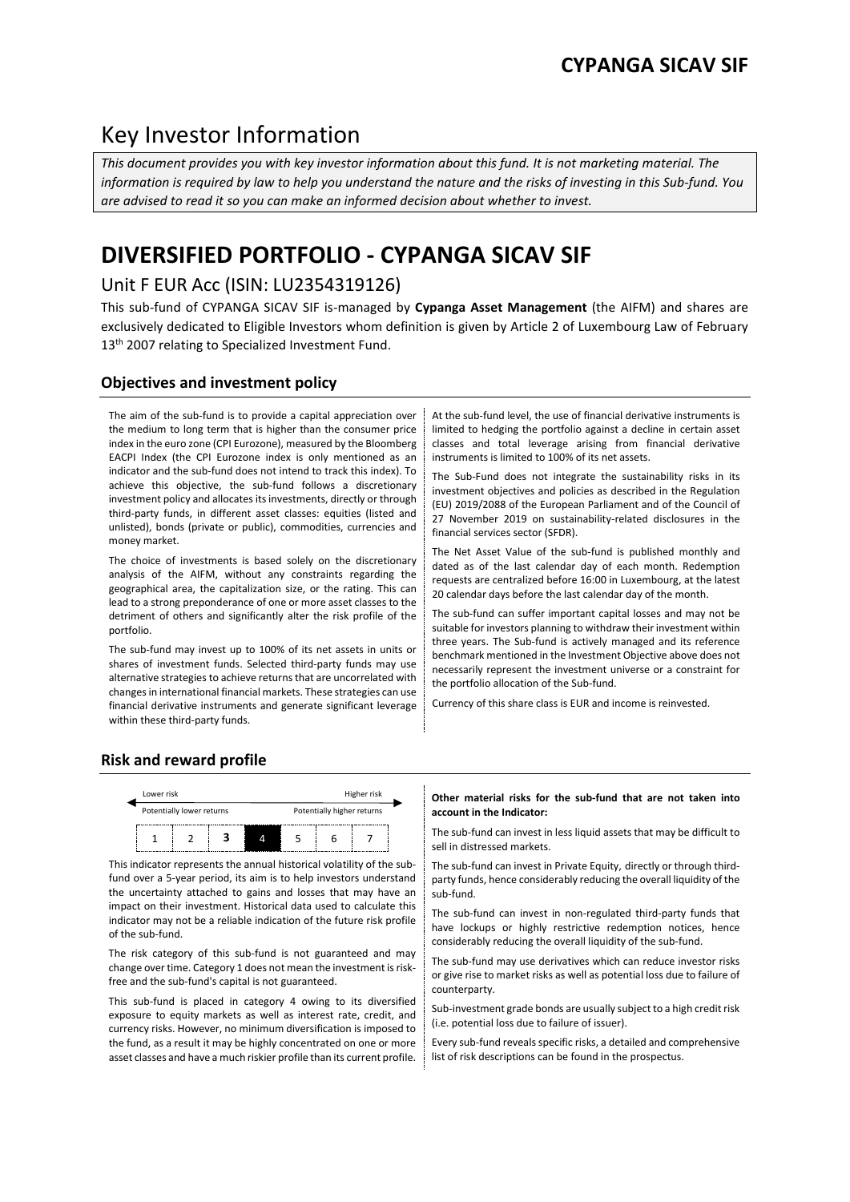# Key Investor Information

*This document provides you with key investor information about this fund. It is not marketing material. The information is required by law to help you understand the nature and the risks of investing in this Sub-fund. You are advised to read it so you can make an informed decision about whether to invest.*

# DIVERSIFIED PORTFOLIO - CYPANGA SICAV SIF

## Unit F EUR Acc (ISIN: LU2354319126)

This sub-fund of CYPANGA SICAV SIF is-managed by **Cypanga Asset Management** (the AIFM) and shares are exclusively dedicated to Eligible Investors whom definition is given by Article 2 of Luxembourg Law of February 13th 2007 relating to Specialized Investment Fund.

### Objectives and investment policy

The aim of the sub-fund is to provide a capital appreciation over the medium to long term that is higher than the consumer price index in the euro zone (CPI Eurozone), measured by the Bloomberg EACPI Index (the CPI Eurozone index is only mentioned as an indicator and the sub-fund does not intend to track this index). To achieve this objective, the sub-fund follows a discretionary investment policy and allocates its investments, directly or through third-party funds, in different asset classes: equities (listed and unlisted), bonds (private or public), commodities, currencies and money market.

The choice of investments is based solely on the discretionary analysis of the AIFM, without any constraints regarding the geographical area, the capitalization size, or the rating. This can lead to a strong preponderance of one or more asset classes to the detriment of others and significantly alter the risk profile of the portfolio.

The sub-fund may invest up to 100% of its net assets in units or shares of investment funds. Selected third-party funds may use alternative strategies to achieve returns that are uncorrelated with changes in international financial markets. These strategies can use financial derivative instruments and generate significant leverage within these third-party funds.

At the sub-fund level, the use of financial derivative instruments is limited to hedging the portfolio against a decline in certain asset classes and total leverage arising from financial derivative instruments is limited to 100% of its net assets.

The Sub-Fund does not integrate the sustainability risks in its investment objectives and policies as described in the Regulation (EU) 2019/2088 of the European Parliament and of the Council of 27 November 2019 on sustainability-related disclosures in the financial services sector (SFDR).

The Net Asset Value of the sub-fund is published monthly and dated as of the last calendar day of each month. Redemption requests are centralized before 16:00 in Luxembourg, at the latest 20 calendar days before the last calendar day of the month.

The sub-fund can suffer important capital losses and may not be suitable for investors planning to withdraw their investment within three years. The Sub-fund is actively managed and its reference benchmark mentioned in the Investment Objective above does not necessarily represent the investment universe or a constraint for the portfolio allocation of the Sub-fund.

Currency of this share class is EUR and income is reinvested.

### Risk and reward profile

| Lower risk | | | | | | Higher risk |
|---|---|---|---|---|---|---|
| Potentially lower returns | | | | Potentially higher returns | | |
| 1 | 2 | **3** | **4** | 5 | 6 | 7 |

This indicator represents the annual historical volatility of the sub-fund over a 5-year period, its aim is to help investors understand the uncertainty attached to gains and losses that may have an impact on their investment. Historical data used to calculate this indicator may not be a reliable indication of the future risk profile of the sub-fund.

The risk category of this sub-fund is not guaranteed and may change over time. Category 1 does not mean the investment is risk-free and the sub-fund's capital is not guaranteed.

This sub-fund is placed in category 4 owing to its diversified exposure to equity markets as well as interest rate, credit, and currency risks. However, no minimum diversification is imposed to the fund, as a result it may be highly concentrated on one or more asset classes and have a much riskier profile than its current profile.

**Other material risks for the sub-fund that are not taken into account in the Indicator:**

The sub-fund can invest in less liquid assets that may be difficult to sell in distressed markets.

The sub-fund can invest in Private Equity, directly or through third-party funds, hence considerably reducing the overall liquidity of the sub-fund.

The sub-fund can invest in non-regulated third-party funds that have lockups or highly restrictive redemption notices, hence considerably reducing the overall liquidity of the sub-fund.

The sub-fund may use derivatives which can reduce investor risks or give rise to market risks as well as potential loss due to failure of counterparty.

Sub-investment grade bonds are usually subject to a high credit risk (i.e. potential loss due to failure of issuer).

Every sub-fund reveals specific risks, a detailed and comprehensive list of risk descriptions can be found in the prospectus.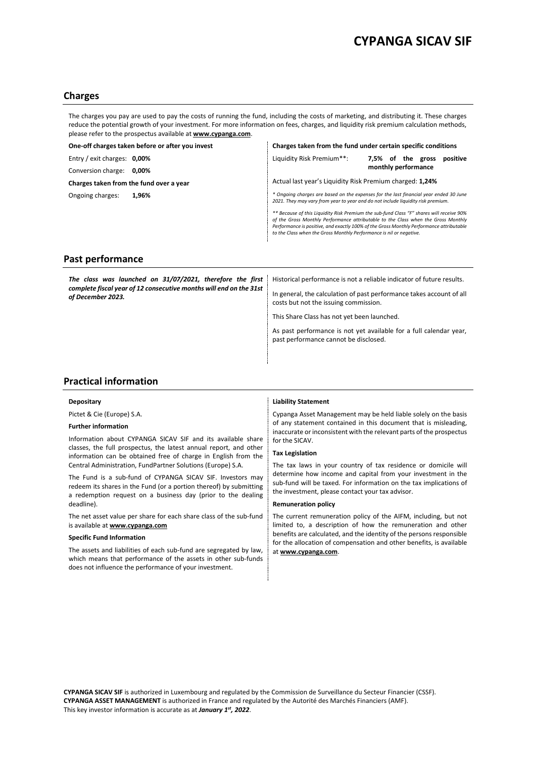## Charges

The charges you pay are used to pay the costs of running the fund, including the costs of marketing, and distributing it. These charges reduce the potential growth of your investment. For more information on fees, charges, and liquidity risk premium calculation methods, please refer to the prospectus available at **www.cypanga.com**.

**One-off charges taken before or after you invest**

Entry / exit charges: **0,00%**

Conversion charge: **0,00%**

**Charges taken from the fund over a year**

Ongoing charges: **1,96%**

**Charges taken from the fund under certain specific conditions**

Liquidity Risk Premium**: **7,5% of the gross positive monthly performance**

Actual last year's Liquidity Risk Premium charged: **1,24%**

*\* Ongoing charges are based on the expenses for the last financial year ended 30 June 2021. They may vary from year to year and do not include liquidity risk premium.*

*\*\* Because of this Liquidity Risk Premium the sub-fund Class "F" shares will receive 90% of the Gross Monthly Performance attributable to the Class when the Gross Monthly Performance is positive, and exactly 100% of the Gross Monthly Performance attributable to the Class when the Gross Monthly Performance is nil or negative.*

## Past performance

***The class was launched on 31/07/2021, therefore the first complete fiscal year of 12 consecutive months will end on the 31st of December 2023.***

Historical performance is not a reliable indicator of future results.

In general, the calculation of past performance takes account of all costs but not the issuing commission.

This Share Class has not yet been launched.

As past performance is not yet available for a full calendar year, past performance cannot be disclosed.

## Practical information

**Depositary**

Pictet & Cie (Europe) S.A.

**Further information**

Information about CYPANGA SICAV SIF and its available share classes, the full prospectus, the latest annual report, and other information can be obtained free of charge in English from the Central Administration, FundPartner Solutions (Europe) S.A.

The Fund is a sub-fund of CYPANGA SICAV SIF. Investors may redeem its shares in the Fund (or a portion thereof) by submitting a redemption request on a business day (prior to the dealing deadline).

The net asset value per share for each share class of the sub-fund is available at **www.cypanga.com**

**Specific Fund Information**

The assets and liabilities of each sub-fund are segregated by law, which means that performance of the assets in other sub-funds does not influence the performance of your investment.

**Liability Statement**

Cypanga Asset Management may be held liable solely on the basis of any statement contained in this document that is misleading, inaccurate or inconsistent with the relevant parts of the prospectus for the SICAV.

**Tax Legislation**

The tax laws in your country of tax residence or domicile will determine how income and capital from your investment in the sub-fund will be taxed. For information on the tax implications of the investment, please contact your tax advisor.

**Remuneration policy**

The current remuneration policy of the AIFM, including, but not limited to, a description of how the remuneration and other benefits are calculated, and the identity of the persons responsible for the allocation of compensation and other benefits, is available at **www.cypanga.com**.

**CYPANGA SICAV SIF** is authorized in Luxembourg and regulated by the Commission de Surveillance du Secteur Financier (CSSF).
**CYPANGA ASSET MANAGEMENT** is authorized in France and regulated by the Autorité des Marchés Financiers (AMF).
This key investor information is accurate as at ***January 1st, 2022***.